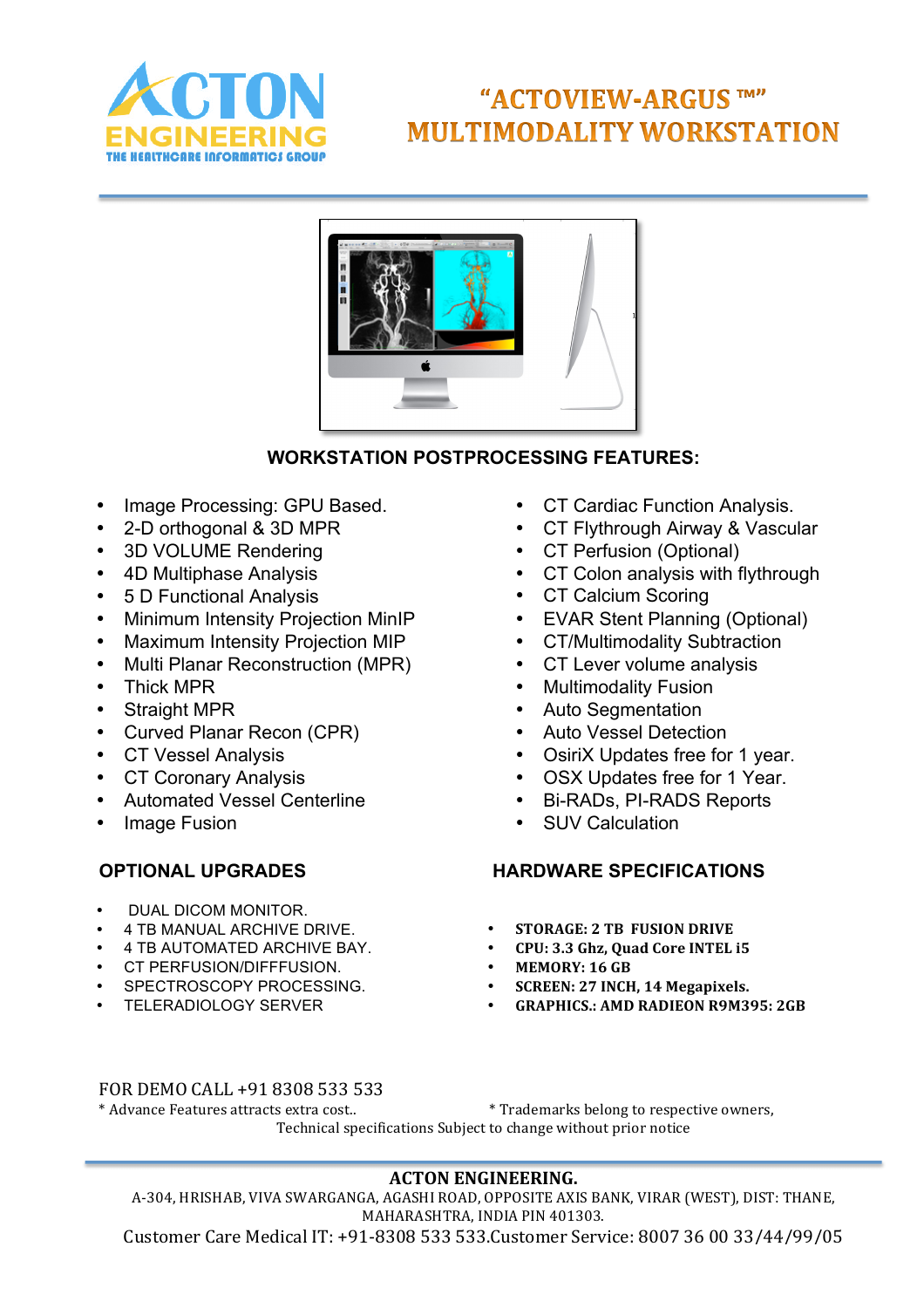**ACTON ENGINEERING**
THE HEALTHCARE INFORMATICS GROUP

# "ACTOVIEW-ARGUS ™" MULTIMODALITY WORKSTATION

## WORKSTATION POSTPROCESSING FEATURES:

- Image Processing: GPU Based.
- 2-D orthogonal & 3D MPR
- 3D VOLUME Rendering
- 4D Multiphase Analysis
- 5 D Functional Analysis
- Minimum Intensity Projection MinIP
- Maximum Intensity Projection MIP
- Multi Planar Reconstruction (MPR)
- Thick MPR
- Straight MPR
- Curved Planar Recon (CPR)
- CT Vessel Analysis
- CT Coronary Analysis
- Automated Vessel Centerline
- Image Fusion
- CT Cardiac Function Analysis.
- CT Flythrough Airway & Vascular
- CT Perfusion (Optional)
- CT Colon analysis with flythrough
- CT Calcium Scoring
- EVAR Stent Planning (Optional)
- CT/Multimodality Subtraction
- CT Lever volume analysis
- Multimodality Fusion
- Auto Segmentation
- Auto Vessel Detection
- OsiriX Updates free for 1 year.
- OSX Updates free for 1 Year.
- Bi-RADs, PI-RADS Reports
- SUV Calculation

## OPTIONAL UPGRADES

- DUAL DICOM MONITOR.
- 4 TB MANUAL ARCHIVE DRIVE.
- 4 TB AUTOMATED ARCHIVE BAY.
- CT PERFUSION/DIFFFUSION.
- SPECTROSCOPY PROCESSING.
- TELERADIOLOGY SERVER

## HARDWARE SPECIFICATIONS

- **STORAGE: 2 TB FUSION DRIVE**
- **CPU: 3.3 Ghz, Quad Core INTEL i5**
- **MEMORY: 16 GB**
- **SCREEN: 27 INCH, 14 Megapixels.**
- **GRAPHICS.: AMD RADIEON R9M395: 2GB**

FOR DEMO CALL +91 8308 533 533

* Advance Features attracts extra cost..

* Trademarks belong to respective owners,

Technical specifications Subject to change without prior notice

**ACTON ENGINEERING.**

A-304, HRISHAB, VIVA SWARGANGA, AGASHI ROAD, OPPOSITE AXIS BANK, VIRAR (WEST), DIST: THANE, MAHARASHTRA, INDIA PIN 401303.

Customer Care Medical IT: +91-8308 533 533.Customer Service: 8007 36 00 33/44/99/05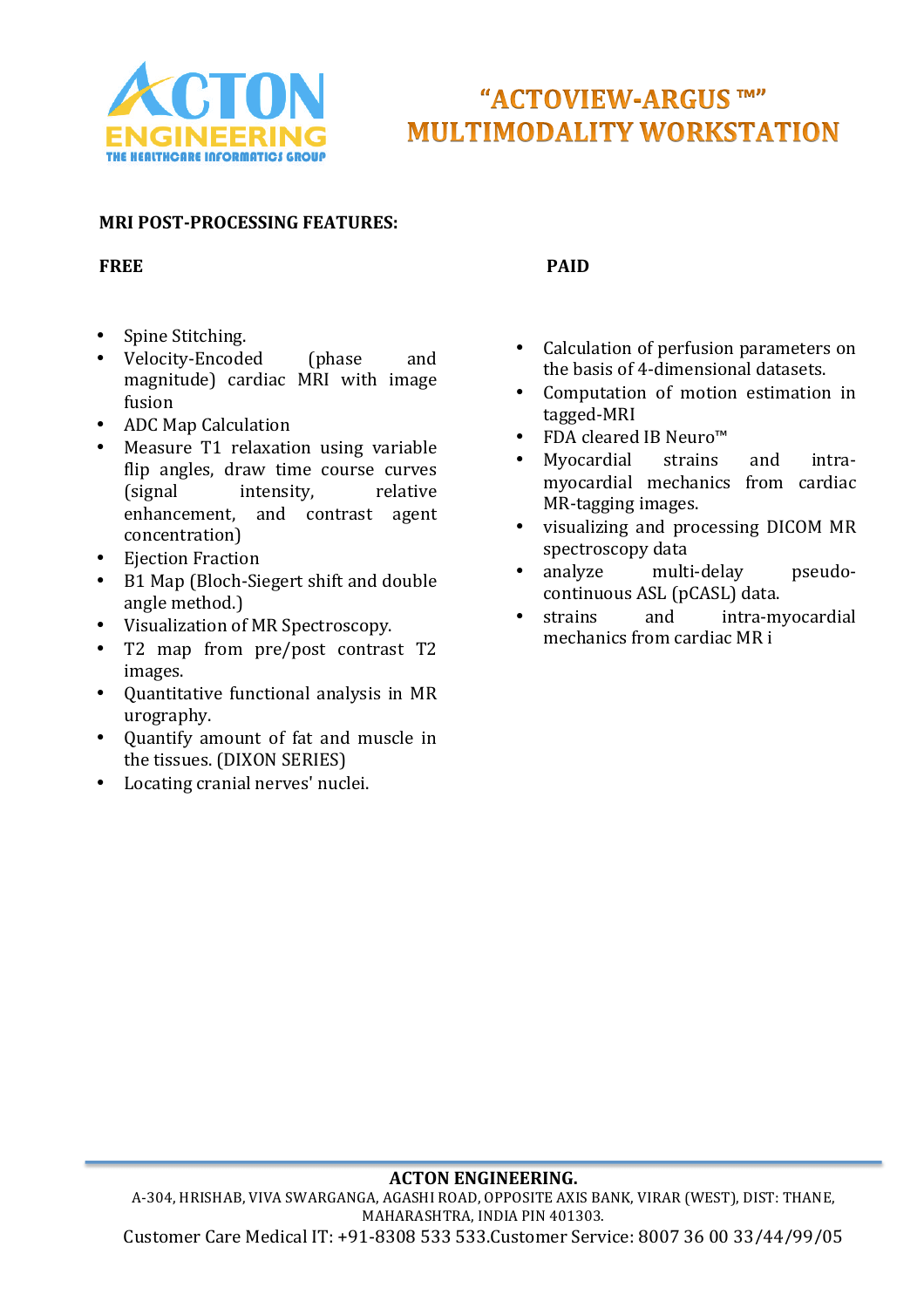# "ACTOVIEW-ARGUS ™" MULTIMODALITY WORKSTATION

**MRI POST-PROCESSING FEATURES:**

**FREE**

- Spine Stitching.
- Velocity-Encoded (phase and magnitude) cardiac MRI with image fusion
- ADC Map Calculation
- Measure T1 relaxation using variable flip angles, draw time course curves (signal intensity, relative enhancement, and contrast agent concentration)
- Ejection Fraction
- B1 Map (Bloch-Siegert shift and double angle method.)
- Visualization of MR Spectroscopy.
- T2 map from pre/post contrast T2 images.
- Quantitative functional analysis in MR urography.
- Quantify amount of fat and muscle in the tissues. (DIXON SERIES)
- Locating cranial nerves' nuclei.

**PAID**

- Calculation of perfusion parameters on the basis of 4-dimensional datasets.
- Computation of motion estimation in tagged-MRI
- FDA cleared IB Neuro™
- Myocardial strains and intra-myocardial mechanics from cardiac MR-tagging images.
- visualizing and processing DICOM MR spectroscopy data
- analyze multi-delay pseudo-continuous ASL (pCASL) data.
- strains and intra-myocardial mechanics from cardiac MR i